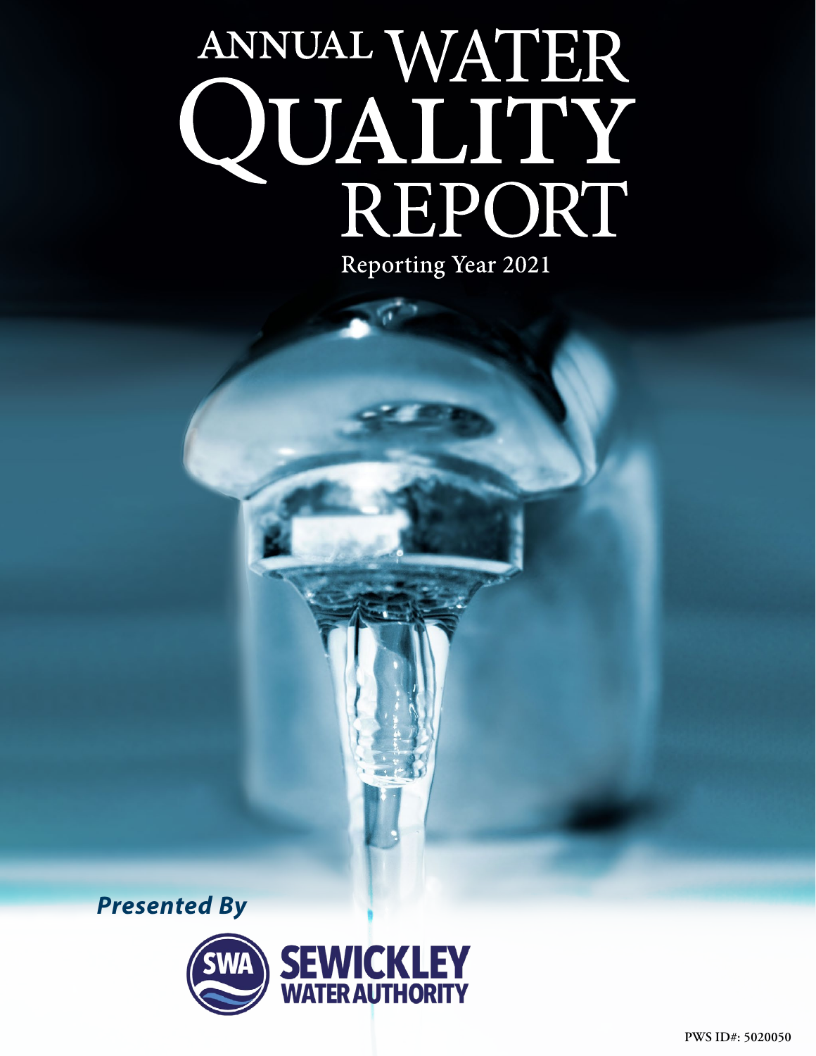# ANNUAL WATER QUALITY REPORT

Reporting Year 2021

***Presented By***

**SWA SEWICKLEY WATER AUTHORITY**

**PWS ID#: 5020050**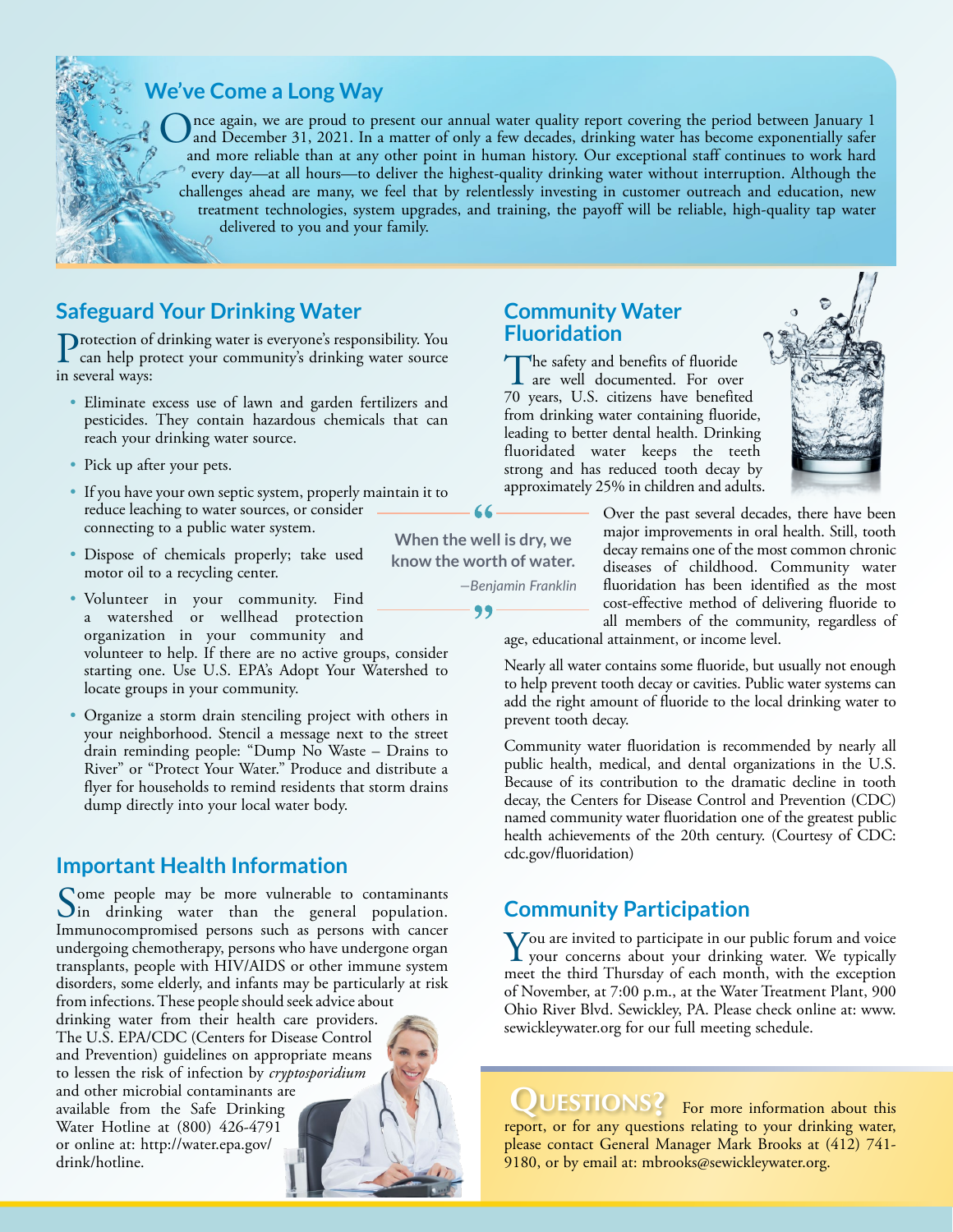## We've Come a Long Way

Once again, we are proud to present our annual water quality report covering the period between January 1 and December 31, 2021. In a matter of only a few decades, drinking water has become exponentially safer and more reliable than at any other point in human history. Our exceptional staff continues to work hard every day—at all hours—to deliver the highest-quality drinking water without interruption. Although the challenges ahead are many, we feel that by relentlessly investing in customer outreach and education, new treatment technologies, system upgrades, and training, the payoff will be reliable, high-quality tap water delivered to you and your family.

## Safeguard Your Drinking Water

Protection of drinking water is everyone's responsibility. You can help protect your community's drinking water source in several ways:

- Eliminate excess use of lawn and garden fertilizers and pesticides. They contain hazardous chemicals that can reach your drinking water source.
- Pick up after your pets.
- If you have your own septic system, properly maintain it to reduce leaching to water sources, or consider connecting to a public water system.
- Dispose of chemicals properly; take used motor oil to a recycling center.
- Volunteer in your community. Find a watershed or wellhead protection organization in your community and volunteer to help. If there are no active groups, consider starting one. Use U.S. EPA's Adopt Your Watershed to locate groups in your community.
- Organize a storm drain stenciling project with others in your neighborhood. Stencil a message next to the street drain reminding people: "Dump No Waste – Drains to River" or "Protect Your Water." Produce and distribute a flyer for households to remind residents that storm drains dump directly into your local water body.

> "When the well is dry, we know the worth of water."
>
> *—Benjamin Franklin*

## Important Health Information

Some people may be more vulnerable to contaminants in drinking water than the general population. Immunocompromised persons such as persons with cancer undergoing chemotherapy, persons who have undergone organ transplants, people with HIV/AIDS or other immune system disorders, some elderly, and infants may be particularly at risk from infections. These people should seek advice about drinking water from their health care providers. The U.S. EPA/CDC (Centers for Disease Control and Prevention) guidelines on appropriate means to lessen the risk of infection by *cryptosporidium* and other microbial contaminants are available from the Safe Drinking Water Hotline at (800) 426-4791 or online at: http://water.epa.gov/drink/hotline.

## Community Water Fluoridation

The safety and benefits of fluoride are well documented. For over 70 years, U.S. citizens have benefited from drinking water containing fluoride, leading to better dental health. Drinking fluoridated water keeps the teeth strong and has reduced tooth decay by approximately 25% in children and adults.

Over the past several decades, there have been major improvements in oral health. Still, tooth decay remains one of the most common chronic diseases of childhood. Community water fluoridation has been identified as the most cost-effective method of delivering fluoride to all members of the community, regardless of age, educational attainment, or income level.

Nearly all water contains some fluoride, but usually not enough to help prevent tooth decay or cavities. Public water systems can add the right amount of fluoride to the local drinking water to prevent tooth decay.

Community water fluoridation is recommended by nearly all public health, medical, and dental organizations in the U.S. Because of its contribution to the dramatic decline in tooth decay, the Centers for Disease Control and Prevention (CDC) named community water fluoridation one of the greatest public health achievements of the 20th century. (Courtesy of CDC: cdc.gov/fluoridation)

## Community Participation

You are invited to participate in our public forum and voice your concerns about your drinking water. We typically meet the third Thursday of each month, with the exception of November, at 7:00 p.m., at the Water Treatment Plant, 900 Ohio River Blvd. Sewickley, PA. Please check online at: www.sewickleywater.org for our full meeting schedule.

## Questions?

For more information about this report, or for any questions relating to your drinking water, please contact General Manager Mark Brooks at (412) 741-9180, or by email at: mbrooks@sewickleywater.org.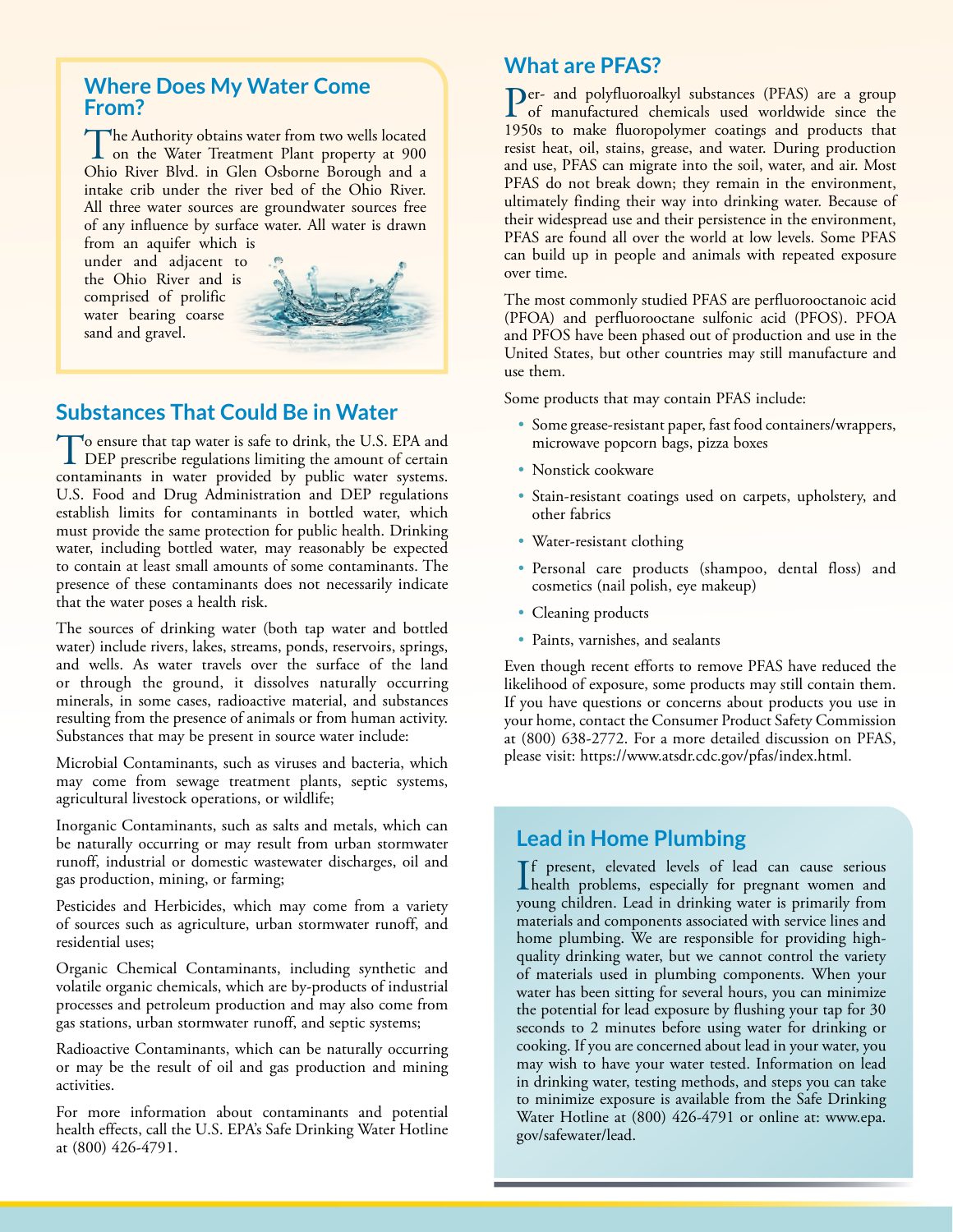## Where Does My Water Come From?

The Authority obtains water from two wells located on the Water Treatment Plant property at 900 Ohio River Blvd. in Glen Osborne Borough and a intake crib under the river bed of the Ohio River. All three water sources are groundwater sources free of any influence by surface water. All water is drawn from an aquifer which is under and adjacent to the Ohio River and is comprised of prolific water bearing coarse sand and gravel.

## Substances That Could Be in Water

To ensure that tap water is safe to drink, the U.S. EPA and DEP prescribe regulations limiting the amount of certain contaminants in water provided by public water systems. U.S. Food and Drug Administration and DEP regulations establish limits for contaminants in bottled water, which must provide the same protection for public health. Drinking water, including bottled water, may reasonably be expected to contain at least small amounts of some contaminants. The presence of these contaminants does not necessarily indicate that the water poses a health risk.

The sources of drinking water (both tap water and bottled water) include rivers, lakes, streams, ponds, reservoirs, springs, and wells. As water travels over the surface of the land or through the ground, it dissolves naturally occurring minerals, in some cases, radioactive material, and substances resulting from the presence of animals or from human activity. Substances that may be present in source water include:

Microbial Contaminants, such as viruses and bacteria, which may come from sewage treatment plants, septic systems, agricultural livestock operations, or wildlife;

Inorganic Contaminants, such as salts and metals, which can be naturally occurring or may result from urban stormwater runoff, industrial or domestic wastewater discharges, oil and gas production, mining, or farming;

Pesticides and Herbicides, which may come from a variety of sources such as agriculture, urban stormwater runoff, and residential uses;

Organic Chemical Contaminants, including synthetic and volatile organic chemicals, which are by-products of industrial processes and petroleum production and may also come from gas stations, urban stormwater runoff, and septic systems;

Radioactive Contaminants, which can be naturally occurring or may be the result of oil and gas production and mining activities.

For more information about contaminants and potential health effects, call the U.S. EPA's Safe Drinking Water Hotline at (800) 426-4791.

## What are PFAS?

Per- and polyfluoroalkyl substances (PFAS) are a group of manufactured chemicals used worldwide since the 1950s to make fluoropolymer coatings and products that resist heat, oil, stains, grease, and water. During production and use, PFAS can migrate into the soil, water, and air. Most PFAS do not break down; they remain in the environment, ultimately finding their way into drinking water. Because of their widespread use and their persistence in the environment, PFAS are found all over the world at low levels. Some PFAS can build up in people and animals with repeated exposure over time.

The most commonly studied PFAS are perfluorooctanoic acid (PFOA) and perfluorooctane sulfonic acid (PFOS). PFOA and PFOS have been phased out of production and use in the United States, but other countries may still manufacture and use them.

Some products that may contain PFAS include:

- Some grease-resistant paper, fast food containers/wrappers, microwave popcorn bags, pizza boxes
- Nonstick cookware
- Stain-resistant coatings used on carpets, upholstery, and other fabrics
- Water-resistant clothing
- Personal care products (shampoo, dental floss) and cosmetics (nail polish, eye makeup)
- Cleaning products
- Paints, varnishes, and sealants

Even though recent efforts to remove PFAS have reduced the likelihood of exposure, some products may still contain them. If you have questions or concerns about products you use in your home, contact the Consumer Product Safety Commission at (800) 638-2772. For a more detailed discussion on PFAS, please visit: https://www.atsdr.cdc.gov/pfas/index.html.

## Lead in Home Plumbing

If present, elevated levels of lead can cause serious health problems, especially for pregnant women and young children. Lead in drinking water is primarily from materials and components associated with service lines and home plumbing. We are responsible for providing high-quality drinking water, but we cannot control the variety of materials used in plumbing components. When your water has been sitting for several hours, you can minimize the potential for lead exposure by flushing your tap for 30 seconds to 2 minutes before using water for drinking or cooking. If you are concerned about lead in your water, you may wish to have your water tested. Information on lead in drinking water, testing methods, and steps you can take to minimize exposure is available from the Safe Drinking Water Hotline at (800) 426-4791 or online at: www.epa.gov/safewater/lead.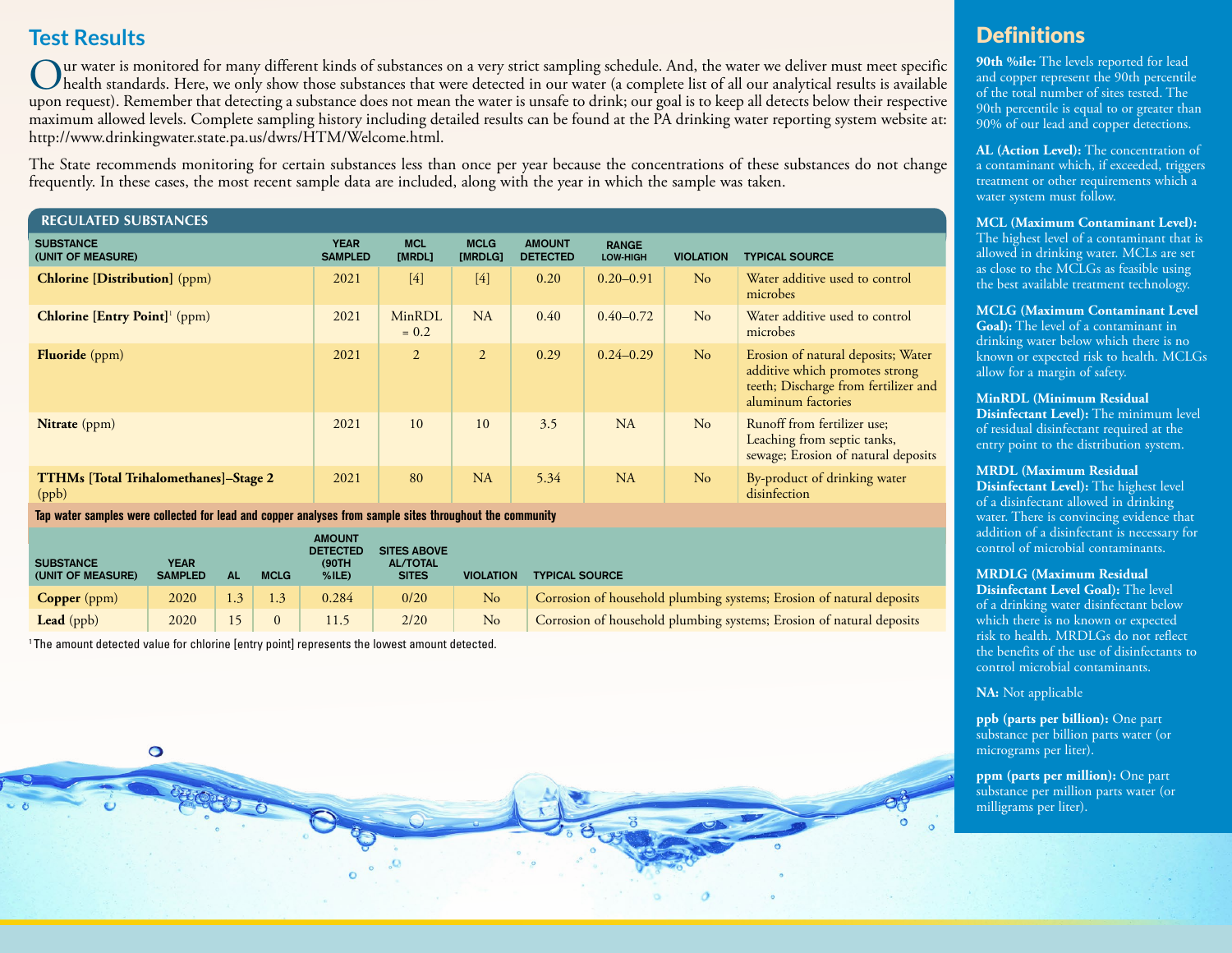## Test Results

Our water is monitored for many different kinds of substances on a very strict sampling schedule. And, the water we deliver must meet specific health standards. Here, we only show those substances that were detected in our water (a complete list of all our analytical results is available upon request). Remember that detecting a substance does not mean the water is unsafe to drink; our goal is to keep all detects below their respective maximum allowed levels. Complete sampling history including detailed results can be found at the PA drinking water reporting system website at: http://www.drinkingwater.state.pa.us/dwrs/HTM/Welcome.html.

The State recommends monitoring for certain substances less than once per year because the concentrations of these substances do not change frequently. In these cases, the most recent sample data are included, along with the year in which the sample was taken.

### REGULATED SUBSTANCES

| SUBSTANCE (UNIT OF MEASURE) | YEAR SAMPLED | MCL [MRDL] | MCLG [MRDLG] | AMOUNT DETECTED | RANGE LOW-HIGH | VIOLATION | TYPICAL SOURCE |
|---|---|---|---|---|---|---|---|
| **Chlorine [Distribution]** (ppm) | 2021 | [4] | [4] | 0.20 | 0.20–0.91 | No | Water additive used to control microbes |
| **Chlorine [Entry Point]**[1] (ppm) | 2021 | MinRDL = 0.2 | NA | 0.40 | 0.40–0.72 | No | Water additive used to control microbes |
| **Fluoride** (ppm) | 2021 | 2 | 2 | 0.29 | 0.24–0.29 | No | Erosion of natural deposits; Water additive which promotes strong teeth; Discharge from fertilizer and aluminum factories |
| **Nitrate** (ppm) | 2021 | 10 | 10 | 3.5 | NA | No | Runoff from fertilizer use; Leaching from septic tanks, sewage; Erosion of natural deposits |
| **TTHMs [Total Trihalomethanes]–Stage 2** (ppb) | 2021 | 80 | NA | 5.34 | NA | No | By-product of drinking water disinfection |

**Tap water samples were collected for lead and copper analyses from sample sites throughout the community**

| SUBSTANCE (UNIT OF MEASURE) | YEAR SAMPLED | AL | MCLG | AMOUNT DETECTED (90TH %ILE) | SITES ABOVE AL/TOTAL SITES | VIOLATION | TYPICAL SOURCE |
|---|---|---|---|---|---|---|---|
| **Copper** (ppm) | 2020 | 1.3 | 1.3 | 0.284 | 0/20 | No | Corrosion of household plumbing systems; Erosion of natural deposits |
| **Lead** (ppb) | 2020 | 15 | 0 | 11.5 | 2/20 | No | Corrosion of household plumbing systems; Erosion of natural deposits |

[1] The amount detected value for chlorine [entry point] represents the lowest amount detected.

## Definitions

**90th %ile:** The levels reported for lead and copper represent the 90th percentile of the total number of sites tested. The 90th percentile is equal to or greater than 90% of our lead and copper detections.

**AL (Action Level):** The concentration of a contaminant which, if exceeded, triggers treatment or other requirements which a water system must follow.

**MCL (Maximum Contaminant Level):** The highest level of a contaminant that is allowed in drinking water. MCLs are set as close to the MCLGs as feasible using the best available treatment technology.

**MCLG (Maximum Contaminant Level Goal):** The level of a contaminant in drinking water below which there is no known or expected risk to health. MCLGs allow for a margin of safety.

**MinRDL (Minimum Residual Disinfectant Level):** The minimum level of residual disinfectant required at the entry point to the distribution system.

**MRDL (Maximum Residual Disinfectant Level):** The highest level of a disinfectant allowed in drinking water. There is convincing evidence that addition of a disinfectant is necessary for control of microbial contaminants.

**MRDLG (Maximum Residual Disinfectant Level Goal):** The level of a drinking water disinfectant below which there is no known or expected risk to health. MRDLGs do not reflect the benefits of the use of disinfectants to control microbial contaminants.

**NA:** Not applicable

**ppb (parts per billion):** One part substance per billion parts water (or micrograms per liter).

**ppm (parts per million):** One part substance per million parts water (or milligrams per liter).